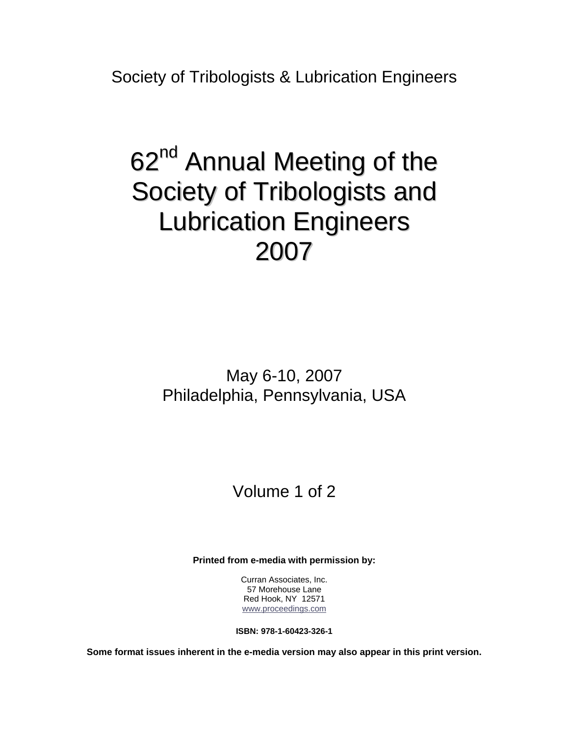Society of Tribologists & Lubrication Engineers

# 62nd Annual Meeting of the Society of Tribologists and Lubrication Engineers 2007

May 6-10, 2007
Philadelphia, Pennsylvania, USA

Volume 1 of 2

**Printed from e-media with permission by:**

Curran Associates, Inc.
57 Morehouse Lane
Red Hook, NY 12571
www.proceedings.com

**ISBN: 978-1-60423-326-1**

**Some format issues inherent in the e-media version may also appear in this print version.**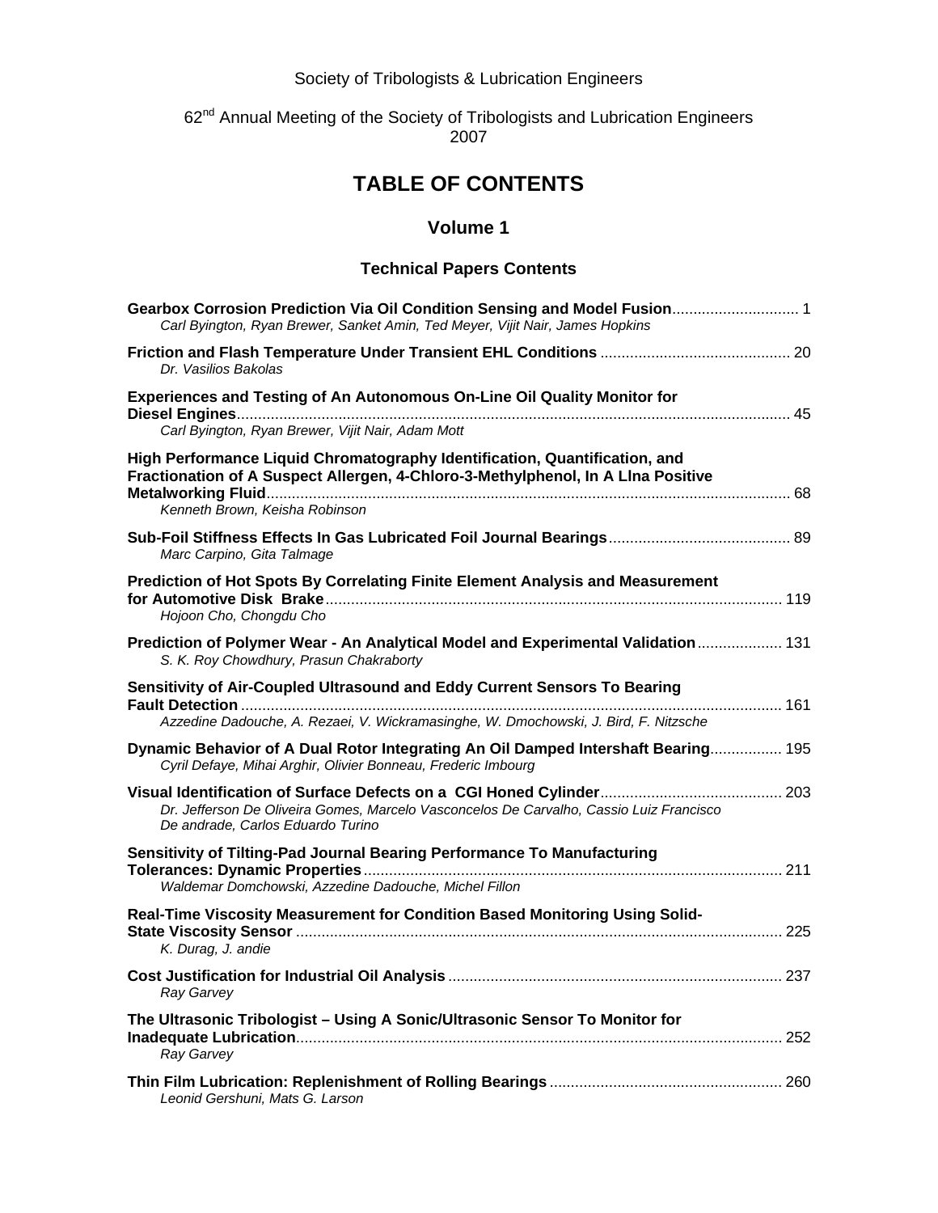Society of Tribologists & Lubrication Engineers

62nd Annual Meeting of the Society of Tribologists and Lubrication Engineers
2007

# TABLE OF CONTENTS

## Volume 1

### Technical Papers Contents

**Gearbox Corrosion Prediction Via Oil Condition Sensing and Model Fusion** .............................. 1
*Carl Byington, Ryan Brewer, Sanket Amin, Ted Meyer, Vijit Nair, James Hopkins*

**Friction and Flash Temperature Under Transient EHL Conditions** ............................................ 20
*Dr. Vasilios Bakolas*

**Experiences and Testing of An Autonomous On-Line Oil Quality Monitor for Diesel Engines** .................................................................................................................................. 45
*Carl Byington, Ryan Brewer, Vijit Nair, Adam Mott*

**High Performance Liquid Chromatography Identification, Quantification, and Fractionation of A Suspect Allergen, 4-Chloro-3-Methylphenol, In A Llna Positive Metalworking Fluid** ........................................................................................................................... 68
*Kenneth Brown, Keisha Robinson*

**Sub-Foil Stiffness Effects In Gas Lubricated Foil Journal Bearings** ........................................... 89
*Marc Carpino, Gita Talmage*

**Prediction of Hot Spots By Correlating Finite Element Analysis and Measurement for Automotive Disk Brake** .......................................................................................................... 119
*Hojoon Cho, Chongdu Cho*

**Prediction of Polymer Wear - An Analytical Model and Experimental Validation** .................... 131
*S. K. Roy Chowdhury, Prasun Chakraborty*

**Sensitivity of Air-Coupled Ultrasound and Eddy Current Sensors To Bearing Fault Detection** .............................................................................................................................. 161
*Azzedine Dadouche, A. Rezaei, V. Wickramasinghe, W. Dmochowski, J. Bird, F. Nitzsche*

**Dynamic Behavior of A Dual Rotor Integrating An Oil Damped Intershaft Bearing** ................. 195
*Cyril Defaye, Mihai Arghir, Olivier Bonneau, Frederic Imbourg*

**Visual Identification of Surface Defects on a CGI Honed Cylinder** ........................................... 203
*Dr. Jefferson De Oliveira Gomes, Marcelo Vasconcelos De Carvalho, Cassio Luiz Francisco De andrade, Carlos Eduardo Turino*

**Sensitivity of Tilting-Pad Journal Bearing Performance To Manufacturing Tolerances: Dynamic Properties** .................................................................................................. 211
*Waldemar Domchowski, Azzedine Dadouche, Michel Fillon*

**Real-Time Viscosity Measurement for Condition Based Monitoring Using Solid-State Viscosity Sensor** ................................................................................................................. 225
*K. Durag, J. andie*

**Cost Justification for Industrial Oil Analysis** .............................................................................. 237
*Ray Garvey*

**The Ultrasonic Tribologist – Using A Sonic/Ultrasonic Sensor To Monitor for Inadequate Lubrication** ................................................................................................................. 252
*Ray Garvey*

**Thin Film Lubrication: Replenishment of Rolling Bearings** ....................................................... 260
*Leonid Gershuni, Mats G. Larson*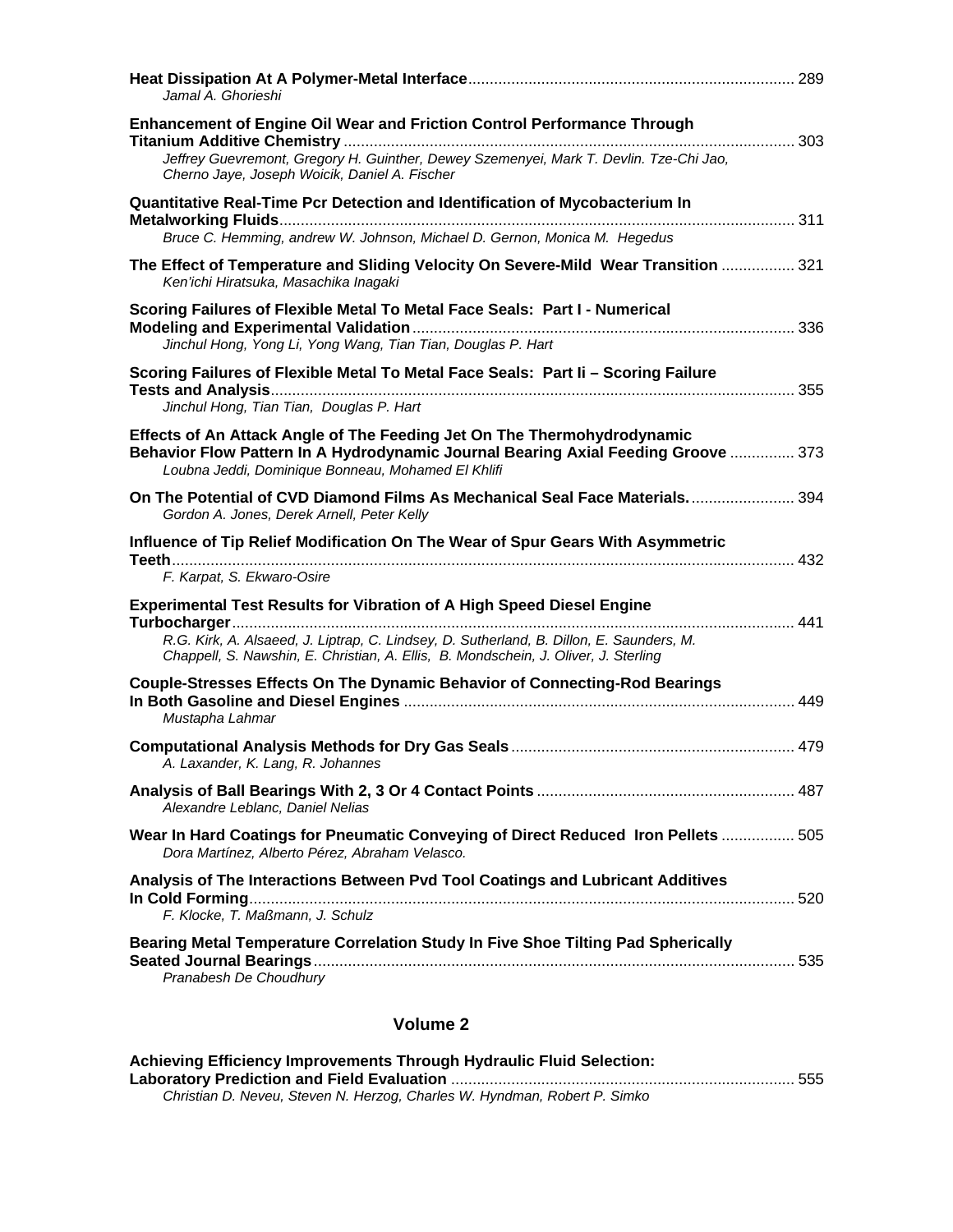**Heat Dissipation At A Polymer-Metal Interface** ........................................................................... 289
*Jamal A. Ghorieshi*

**Enhancement of Engine Oil Wear and Friction Control Performance Through Titanium Additive Chemistry** ........................................................................................................ 303
*Jeffrey Guevremont, Gregory H. Guinther, Dewey Szemenyei, Mark T. Devlin. Tze-Chi Jao, Cherno Jaye, Joseph Woicik, Daniel A. Fischer*

**Quantitative Real-Time Pcr Detection and Identification of Mycobacterium In Metalworking Fluids** ....................................................................................................................... 311
*Bruce C. Hemming, andrew W. Johnson, Michael D. Gernon, Monica M. Hegedus*

**The Effect of Temperature and Sliding Velocity On Severe-Mild Wear Transition** ................. 321
*Ken'ichi Hiratsuka, Masachika Inagaki*

**Scoring Failures of Flexible Metal To Metal Face Seals: Part I - Numerical Modeling and Experimental Validation** ........................................................................................ 336
*Jinchul Hong, Yong Li, Yong Wang, Tian Tian, Douglas P. Hart*

**Scoring Failures of Flexible Metal To Metal Face Seals: Part Ii – Scoring Failure Tests and Analysis** ......................................................................................................................... 355
*Jinchul Hong, Tian Tian, Douglas P. Hart*

**Effects of An Attack Angle of The Feeding Jet On The Thermohydrodynamic Behavior Flow Pattern In A Hydrodynamic Journal Bearing Axial Feeding Groove** ............... 373
*Loubna Jeddi, Dominique Bonneau, Mohamed El Khlifi*

**On The Potential of CVD Diamond Films As Mechanical Seal Face Materials.** ........................ 394
*Gordon A. Jones, Derek Arnell, Peter Kelly*

**Influence of Tip Relief Modification On The Wear of Spur Gears With Asymmetric Teeth** ................................................................................................................................................ 432
*F. Karpat, S. Ekwaro-Osire*

**Experimental Test Results for Vibration of A High Speed Diesel Engine Turbocharger** .................................................................................................................................. 441
*R.G. Kirk, A. Alsaeed, J. Liptrap, C. Lindsey, D. Sutherland, B. Dillon, E. Saunders, M. Chappell, S. Nawshin, E. Christian, A. Ellis, B. Mondschein, J. Oliver, J. Sterling*

**Couple-Stresses Effects On The Dynamic Behavior of Connecting-Rod Bearings In Both Gasoline and Diesel Engines** .......................................................................................... 449
*Mustapha Lahmar*

**Computational Analysis Methods for Dry Gas Seals** ................................................................. 479
*A. Laxander, K. Lang, R. Johannes*

**Analysis of Ball Bearings With 2, 3 Or 4 Contact Points** ............................................................ 487
*Alexandre Leblanc, Daniel Nelias*

**Wear In Hard Coatings for Pneumatic Conveying of Direct Reduced Iron Pellets** ................. 505
*Dora Martínez, Alberto Pérez, Abraham Velasco.*

**Analysis of The Interactions Between Pvd Tool Coatings and Lubricant Additives In Cold Forming** ............................................................................................................................. 520
*F. Klocke, T. Maßmann, J. Schulz*

**Bearing Metal Temperature Correlation Study In Five Shoe Tilting Pad Spherically Seated Journal Bearings** ............................................................................................................... 535
*Pranabesh De Choudhury*

## Volume 2

**Achieving Efficiency Improvements Through Hydraulic Fluid Selection: Laboratory Prediction and Field Evaluation** ............................................................................... 555
*Christian D. Neveu, Steven N. Herzog, Charles W. Hyndman, Robert P. Simko*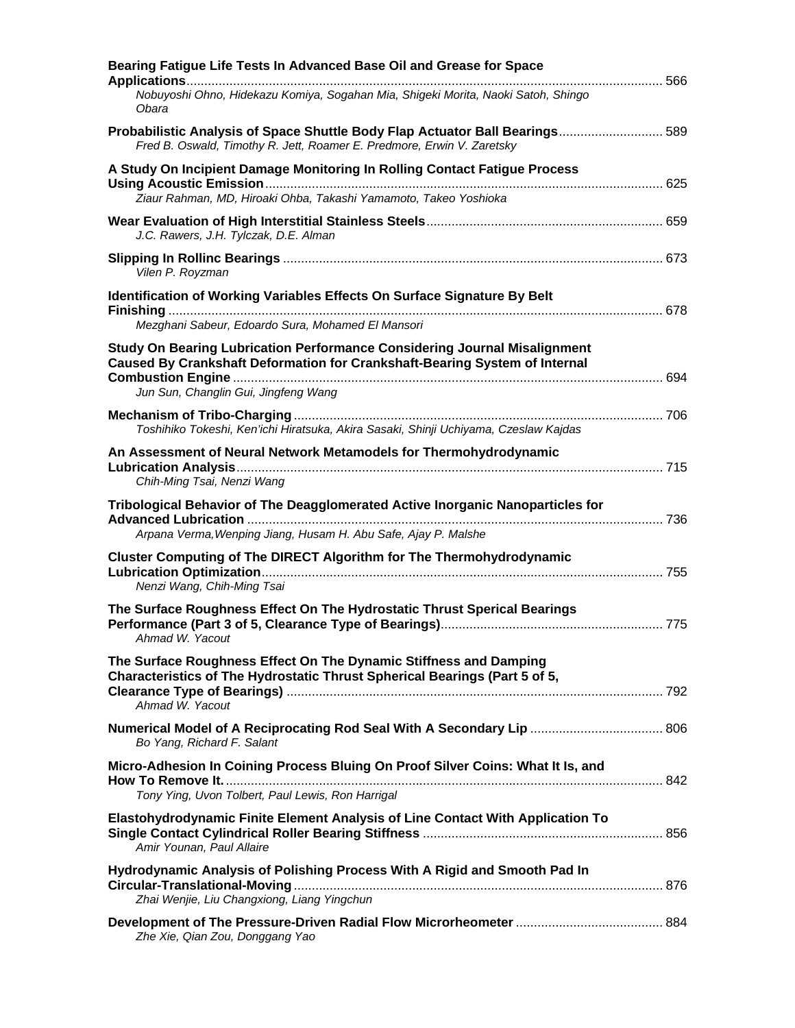**Bearing Fatigue Life Tests In Advanced Base Oil and Grease for Space Applications** .......... 566
*Nobuyoshi Ohno, Hidekazu Komiya, Sogahan Mia, Shigeki Morita, Naoki Satoh, Shingo Obara*

**Probabilistic Analysis of Space Shuttle Body Flap Actuator Ball Bearings** .......... 589
*Fred B. Oswald, Timothy R. Jett, Roamer E. Predmore, Erwin V. Zaretsky*

**A Study On Incipient Damage Monitoring In Rolling Contact Fatigue Process Using Acoustic Emission** .......... 625
*Ziaur Rahman, MD, Hiroaki Ohba, Takashi Yamamoto, Takeo Yoshioka*

**Wear Evaluation of High Interstitial Stainless Steels** .......... 659
*J.C. Rawers, J.H. Tylczak, D.E. Alman*

**Slipping In Rollinc Bearings** .......... 673
*Vilen P. Royzman*

**Identification of Working Variables Effects On Surface Signature By Belt Finishing** .......... 678
*Mezghani Sabeur, Edoardo Sura, Mohamed El Mansori*

**Study On Bearing Lubrication Performance Considering Journal Misalignment Caused By Crankshaft Deformation for Crankshaft-Bearing System of Internal Combustion Engine** .......... 694
*Jun Sun, Changlin Gui, Jingfeng Wang*

**Mechanism of Tribo-Charging** .......... 706
*Toshihiko Tokeshi, Ken'ichi Hiratsuka, Akira Sasaki, Shinji Uchiyama, Czeslaw Kajdas*

**An Assessment of Neural Network Metamodels for Thermohydrodynamic Lubrication Analysis** .......... 715
*Chih-Ming Tsai, Nenzi Wang*

**Tribological Behavior of The Deagglomerated Active Inorganic Nanoparticles for Advanced Lubrication** .......... 736
*Arpana Verma,Wenping Jiang, Husam H. Abu Safe, Ajay P. Malshe*

**Cluster Computing of The DIRECT Algorithm for The Thermohydrodynamic Lubrication Optimization** .......... 755
*Nenzi Wang, Chih-Ming Tsai*

**The Surface Roughness Effect On The Hydrostatic Thrust Sperical Bearings Performance (Part 3 of 5, Clearance Type of Bearings)** .......... 775
*Ahmad W. Yacout*

**The Surface Roughness Effect On The Dynamic Stiffness and Damping Characteristics of The Hydrostatic Thrust Spherical Bearings (Part 5 of 5, Clearance Type of Bearings)** .......... 792
*Ahmad W. Yacout*

**Numerical Model of A Reciprocating Rod Seal With A Secondary Lip** .......... 806
*Bo Yang, Richard F. Salant*

**Micro-Adhesion In Coining Process Bluing On Proof Silver Coins: What It Is, and How To Remove It.** .......... 842
*Tony Ying, Uvon Tolbert, Paul Lewis, Ron Harrigal*

**Elastohydrodynamic Finite Element Analysis of Line Contact With Application To Single Contact Cylindrical Roller Bearing Stiffness** .......... 856
*Amir Younan, Paul Allaire*

**Hydrodynamic Analysis of Polishing Process With A Rigid and Smooth Pad In Circular-Translational-Moving** .......... 876
*Zhai Wenjie, Liu Changxiong, Liang Yingchun*

**Development of The Pressure-Driven Radial Flow Microrheometer** .......... 884
*Zhe Xie, Qian Zou, Donggang Yao*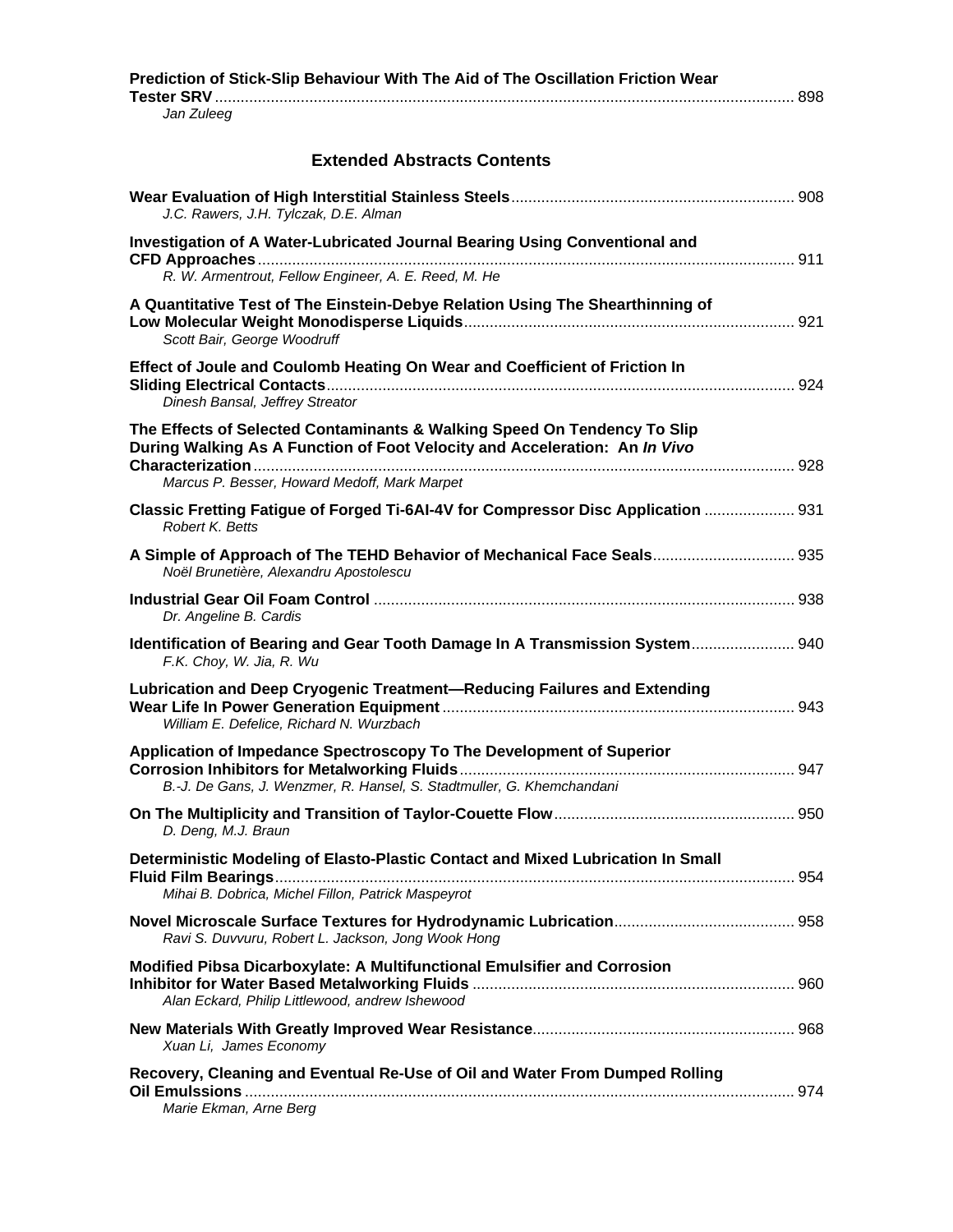**Prediction of Stick-Slip Behaviour With The Aid of The Oscillation Friction Wear Tester SRV** ........ 898
*Jan Zuleeg*

## Extended Abstracts Contents

**Wear Evaluation of High Interstitial Stainless Steels** ........ 908
*J.C. Rawers, J.H. Tylczak, D.E. Alman*

**Investigation of A Water-Lubricated Journal Bearing Using Conventional and CFD Approaches** ........ 911
*R. W. Armentrout, Fellow Engineer, A. E. Reed, M. He*

**A Quantitative Test of The Einstein-Debye Relation Using The Shearthinning of Low Molecular Weight Monodisperse Liquids** ........ 921
*Scott Bair, George Woodruff*

**Effect of Joule and Coulomb Heating On Wear and Coefficient of Friction In Sliding Electrical Contacts** ........ 924
*Dinesh Bansal, Jeffrey Streator*

**The Effects of Selected Contaminants & Walking Speed On Tendency To Slip During Walking As A Function of Foot Velocity and Acceleration: An *In Vivo* Characterization** ........ 928
*Marcus P. Besser, Howard Medoff, Mark Marpet*

**Classic Fretting Fatigue of Forged Ti-6Al-4V for Compressor Disc Application** ........ 931
*Robert K. Betts*

**A Simple of Approach of The TEHD Behavior of Mechanical Face Seals** ........ 935
*Noël Brunetière, Alexandru Apostolescu*

**Industrial Gear Oil Foam Control** ........ 938
*Dr. Angeline B. Cardis*

**Identification of Bearing and Gear Tooth Damage In A Transmission System** ........ 940
*F.K. Choy, W. Jia, R. Wu*

**Lubrication and Deep Cryogenic Treatment—Reducing Failures and Extending Wear Life In Power Generation Equipment** ........ 943
*William E. Defelice, Richard N. Wurzbach*

**Application of Impedance Spectroscopy To The Development of Superior Corrosion Inhibitors for Metalworking Fluids** ........ 947
*B.-J. De Gans, J. Wenzmer, R. Hansel, S. Stadtmuller, G. Khemchandani*

**On The Multiplicity and Transition of Taylor-Couette Flow** ........ 950
*D. Deng, M.J. Braun*

**Deterministic Modeling of Elasto-Plastic Contact and Mixed Lubrication In Small Fluid Film Bearings** ........ 954
*Mihai B. Dobrica, Michel Fillon, Patrick Maspeyrot*

**Novel Microscale Surface Textures for Hydrodynamic Lubrication** ........ 958
*Ravi S. Duvvuru, Robert L. Jackson, Jong Wook Hong*

**Modified Pibsa Dicarboxylate: A Multifunctional Emulsifier and Corrosion Inhibitor for Water Based Metalworking Fluids** ........ 960
*Alan Eckard, Philip Littlewood, andrew Ishewood*

**New Materials With Greatly Improved Wear Resistance** ........ 968
*Xuan Li, James Economy*

**Recovery, Cleaning and Eventual Re-Use of Oil and Water From Dumped Rolling Oil Emulssions** ........ 974
*Marie Ekman, Arne Berg*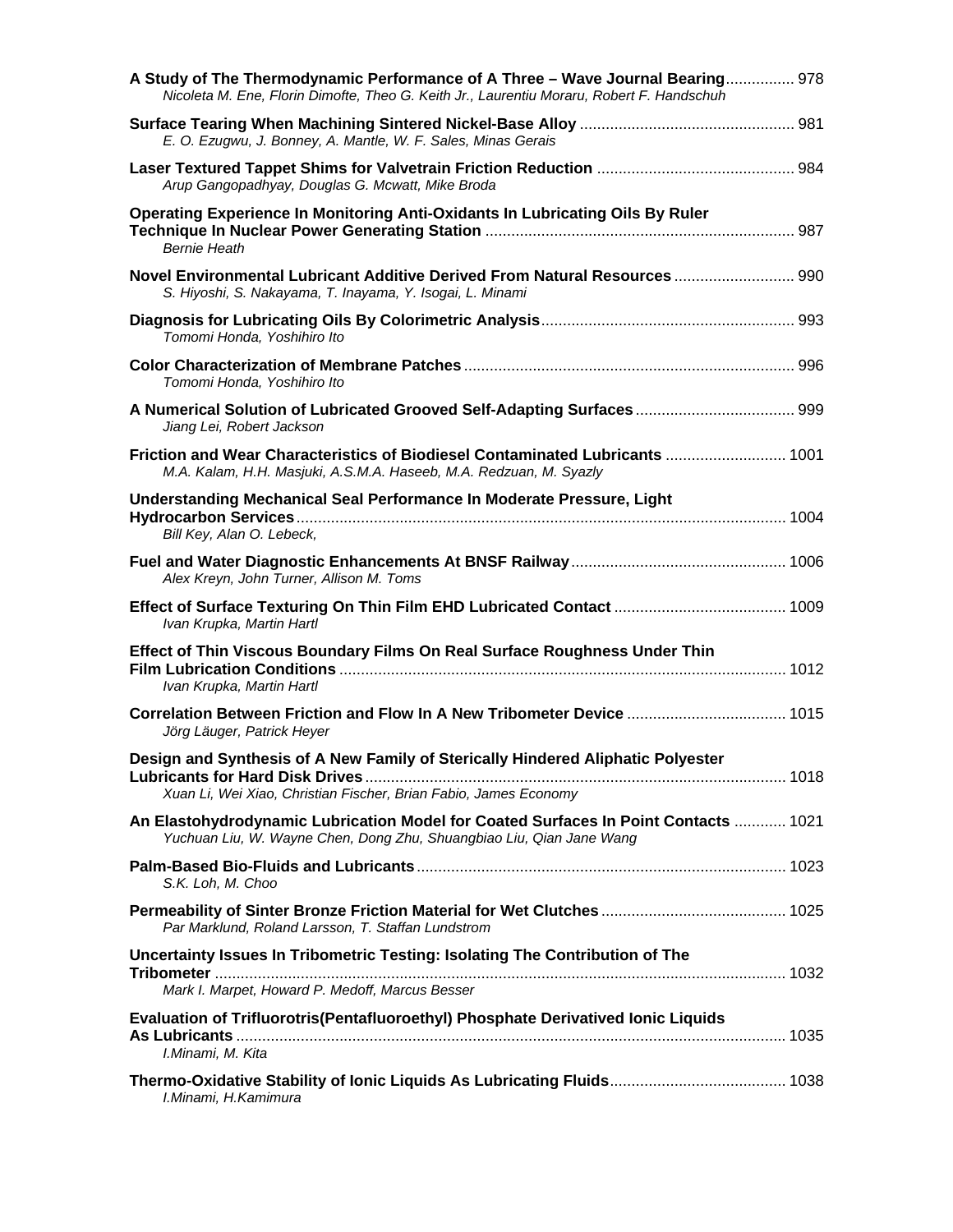**A Study of The Thermodynamic Performance of A Three – Wave Journal Bearing** ................ 978
*Nicoleta M. Ene, Florin Dimofte, Theo G. Keith Jr., Laurentiu Moraru, Robert F. Handschuh*

**Surface Tearing When Machining Sintered Nickel-Base Alloy** ................................................. 981
*E. O. Ezugwu, J. Bonney, A. Mantle, W. F. Sales, Minas Gerais*

**Laser Textured Tappet Shims for Valvetrain Friction Reduction** ............................................. 984
*Arup Gangopadhyay, Douglas G. Mcwatt, Mike Broda*

**Operating Experience In Monitoring Anti-Oxidants In Lubricating Oils By Ruler Technique In Nuclear Power Generating Station** ....................................................................... 987
*Bernie Heath*

**Novel Environmental Lubricant Additive Derived From Natural Resources** ........................... 990
*S. Hiyoshi, S. Nakayama, T. Inayama, Y. Isogai, L. Minami*

**Diagnosis for Lubricating Oils By Colorimetric Analysis**.......................................................... 993
*Tomomi Honda, Yoshihiro Ito*

**Color Characterization of Membrane Patches**............................................................................ 996
*Tomomi Honda, Yoshihiro Ito*

**A Numerical Solution of Lubricated Grooved Self-Adapting Surfaces**.................................... 999
*Jiang Lei, Robert Jackson*

**Friction and Wear Characteristics of Biodiesel Contaminated Lubricants** ........................... 1001
*M.A. Kalam, H.H. Masjuki, A.S.M.A. Haseeb, M.A. Redzuan, M. Syazly*

**Understanding Mechanical Seal Performance In Moderate Pressure, Light Hydrocarbon Services**................................................................................................................ 1004
*Bill Key, Alan O. Lebeck,*

**Fuel and Water Diagnostic Enhancements At BNSF Railway**................................................. 1006
*Alex Kreyn, John Turner, Allison M. Toms*

**Effect of Surface Texturing On Thin Film EHD Lubricated Contact** ....................................... 1009
*Ivan Krupka, Martin Hartl*

**Effect of Thin Viscous Boundary Films On Real Surface Roughness Under Thin Film Lubrication Conditions** ...................................................................................................... 1012
*Ivan Krupka, Martin Hartl*

**Correlation Between Friction and Flow In A New Tribometer Device** .................................... 1015
*Jörg Läuger, Patrick Heyer*

**Design and Synthesis of A New Family of Sterically Hindered Aliphatic Polyester Lubricants for Hard Disk Drives**................................................................................................ 1018
*Xuan Li, Wei Xiao, Christian Fischer, Brian Fabio, James Economy*

**An Elastohydrodynamic Lubrication Model for Coated Surfaces In Point Contacts** ............ 1021
*Yuchuan Liu, W. Wayne Chen, Dong Zhu, Shuangbiao Liu, Qian Jane Wang*

**Palm-Based Bio-Fluids and Lubricants**..................................................................................... 1023
*S.K. Loh, M. Choo*

**Permeability of Sinter Bronze Friction Material for Wet Clutches**........................................... 1025
*Par Marklund, Roland Larsson, T. Staffan Lundstrom*

**Uncertainty Issues In Tribometric Testing: Isolating The Contribution of The Tribometer** .................................................................................................................................... 1032
*Mark I. Marpet, Howard P. Medoff, Marcus Besser*

**Evaluation of Trifluorotris(Pentafluoroethyl) Phosphate Derivatived Ionic Liquids As Lubricants** .............................................................................................................................. 1035
*I.Minami, M. Kita*

**Thermo-Oxidative Stability of Ionic Liquids As Lubricating Fluids**........................................ 1038
*I.Minami, H.Kamimura*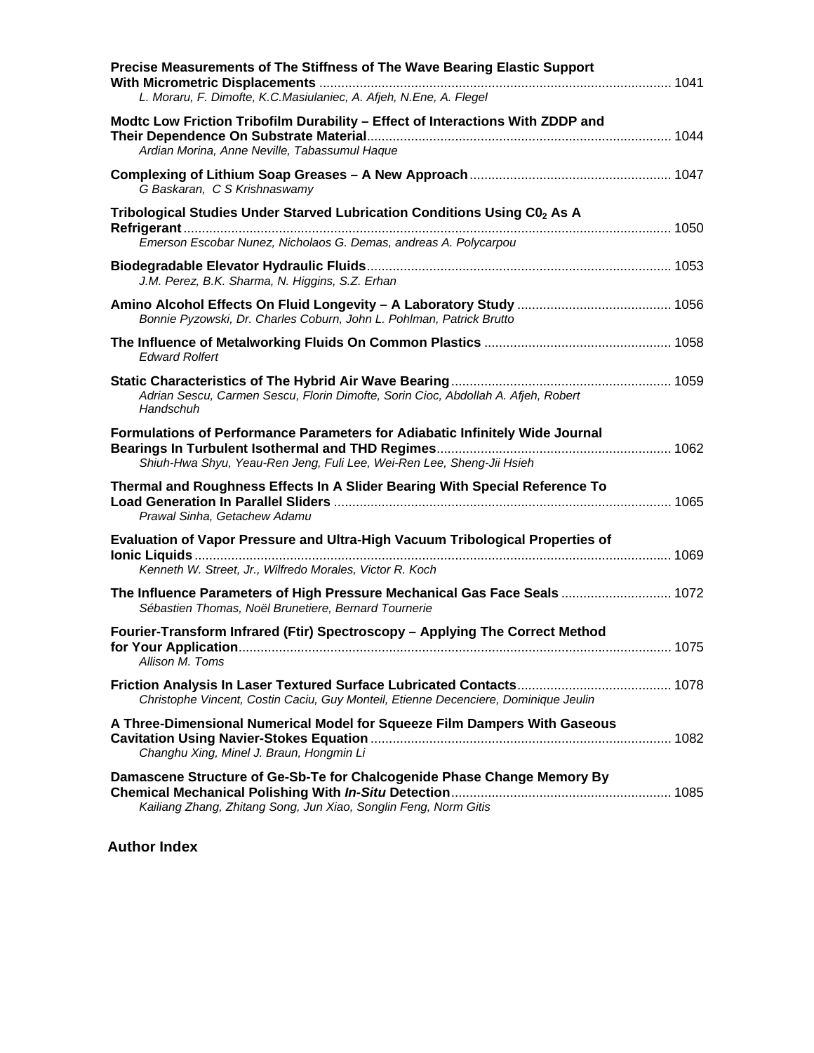**Precise Measurements of The Stiffness of The Wave Bearing Elastic Support With Micrometric Displacements** ............................................................................................ 1041
*L. Moraru, F. Dimofte, K.C.Masiulaniec, A. Afjeh, N.Ene, A. Flegel*

**Modtc Low Friction Tribofilm Durability – Effect of Interactions With ZDDP and Their Dependence On Substrate Material**.................................................................................. 1044
*Ardian Morina, Anne Neville, Tabassumul Haque*

**Complexing of Lithium Soap Greases – A New Approach**...................................................... 1047
*G Baskaran, C S Krishnaswamy*

**Tribological Studies Under Starved Lubrication Conditions Using $C0_2$ As A Refrigerant**.................................................................................................................................... 1050
*Emerson Escobar Nunez, Nicholaos G. Demas, andreas A. Polycarpou*

**Biodegradable Elevator Hydraulic Fluids**.................................................................................. 1053
*J.M. Perez, B.K. Sharma, N. Higgins, S.Z. Erhan*

**Amino Alcohol Effects On Fluid Longevity – A Laboratory Study** ......................................... 1056
*Bonnie Pyzowski, Dr. Charles Coburn, John L. Pohlman, Patrick Brutto*

**The Influence of Metalworking Fluids On Common Plastics** .................................................. 1058
*Edward Rolfert*

**Static Characteristics of The Hybrid Air Wave Bearing**........................................................... 1059
*Adrian Sescu, Carmen Sescu, Florin Dimofte, Sorin Cioc, Abdollah A. Afjeh, Robert Handschuh*

**Formulations of Performance Parameters for Adiabatic Infinitely Wide Journal Bearings In Turbulent Isothermal and THD Regimes**................................................................ 1062
*Shiuh-Hwa Shyu, Yeau-Ren Jeng, Fuli Lee, Wei-Ren Lee, Sheng-Jii Hsieh*

**Thermal and Roughness Effects In A Slider Bearing With Special Reference To Load Generation In Parallel Sliders** ........................................................................................... 1065
*Prawal Sinha, Getachew Adamu*

**Evaluation of Vapor Pressure and Ultra-High Vacuum Tribological Properties of Ionic Liquids**................................................................................................................................. 1069
*Kenneth W. Street, Jr., Wilfredo Morales, Victor R. Koch*

**The Influence Parameters of High Pressure Mechanical Gas Face Seals** .............................. 1072
*Sébastien Thomas, Noël Brunetiere, Bernard Tournerie*

**Fourier-Transform Infrared (Ftir) Spectroscopy – Applying The Correct Method for Your Application**..................................................................................................................... 1075
*Allison M. Toms*

**Friction Analysis In Laser Textured Surface Lubricated Contacts**.......................................... 1078
*Christophe Vincent, Costin Caciu, Guy Monteil, Etienne Decenciere, Dominique Jeulin*

**A Three-Dimensional Numerical Model for Squeeze Film Dampers With Gaseous Cavitation Using Navier-Stokes Equation** ................................................................................. 1082
*Changhu Xing, Minel J. Braun, Hongmin Li*

**Damascene Structure of Ge-Sb-Te for Chalcogenide Phase Change Memory By Chemical Mechanical Polishing With *In-Situ* Detection**............................................................ 1085
*Kailiang Zhang, Zhitang Song, Jun Xiao, Songlin Feng, Norm Gitis*

**Author Index**